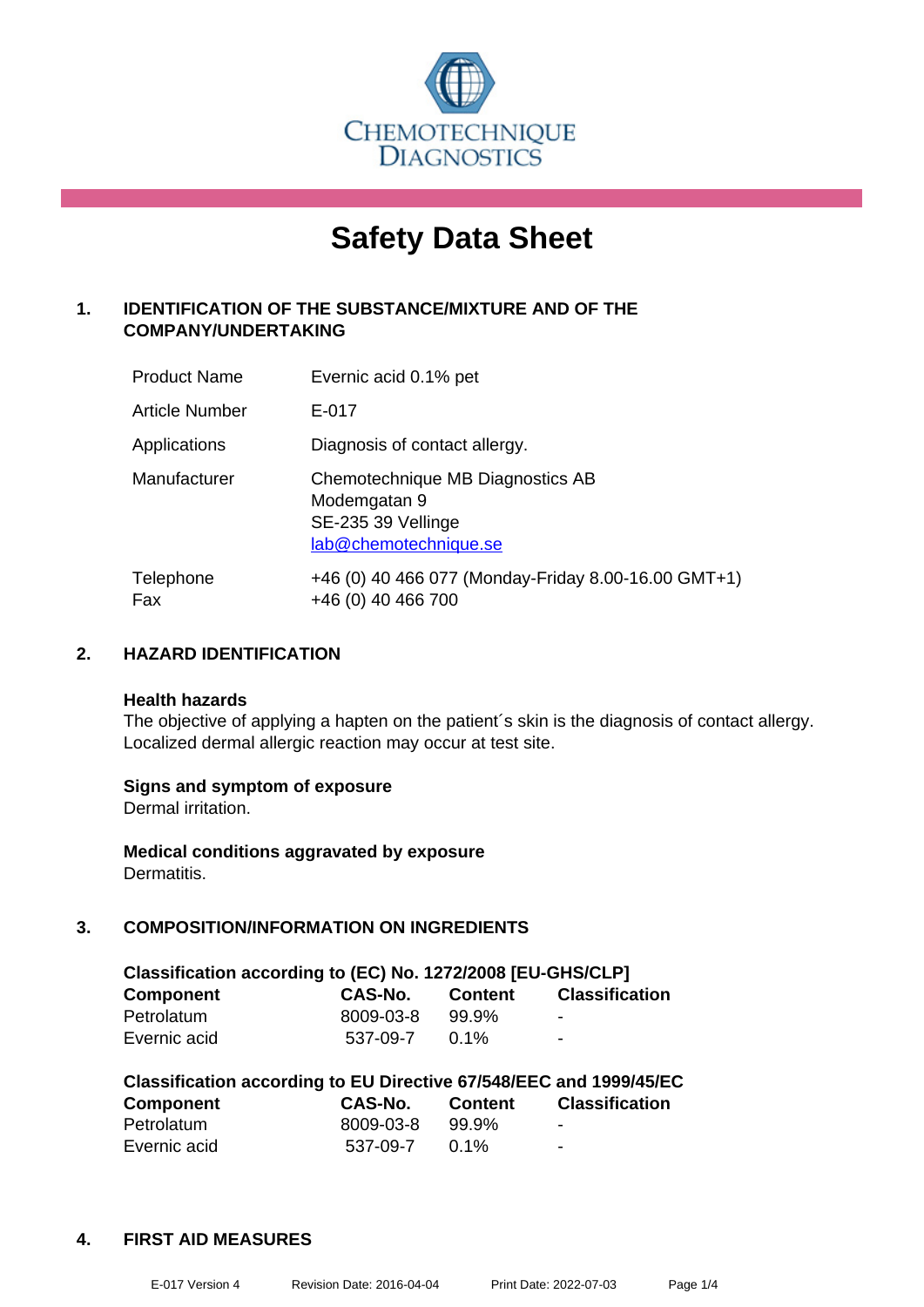CHEMOTECHNIQUE DIAGNOSTICS

# Safety Data Sheet

## 1. IDENTIFICATION OF THE SUBSTANCE/MIXTURE AND OF THE COMPANY/UNDERTAKING

| | |
|---|---|
| Product Name | Evernic acid 0.1% pet |
| Article Number | E-017 |
| Applications | Diagnosis of contact allergy. |
| Manufacturer | Chemotechnique MB Diagnostics AB<br>Modemgatan 9<br>SE-235 39 Vellinge<br>lab@chemotechnique.se |
| Telephone<br>Fax | +46 (0) 40 466 077 (Monday-Friday 8.00-16.00 GMT+1)<br>+46 (0) 40 466 700 |

## 2. HAZARD IDENTIFICATION

**Health hazards**
The objective of applying a hapten on the patient´s skin is the diagnosis of contact allergy. Localized dermal allergic reaction may occur at test site.

**Signs and symptom of exposure**
Dermal irritation.

**Medical conditions aggravated by exposure**
Dermatitis.

## 3. COMPOSITION/INFORMATION ON INGREDIENTS

**Classification according to (EC) No. 1272/2008 [EU-GHS/CLP]**

| Component | CAS-No. | Content | Classification |
|---|---|---|---|
| Petrolatum | 8009-03-8 | 99.9% | - |
| Evernic acid | 537-09-7 | 0.1% | - |

**Classification according to EU Directive 67/548/EEC and 1999/45/EC**

| Component | CAS-No. | Content | Classification |
|---|---|---|---|
| Petrolatum | 8009-03-8 | 99.9% | - |
| Evernic acid | 537-09-7 | 0.1% | - |

## 4. FIRST AID MEASURES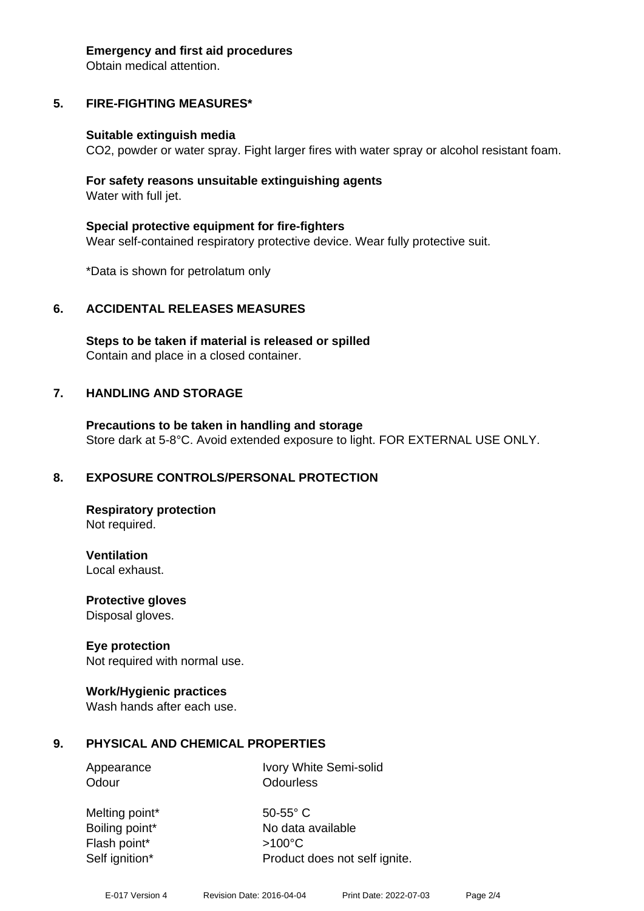**Emergency and first aid procedures**
Obtain medical attention.

## 5. FIRE-FIGHTING MEASURES*

**Suitable extinguish media**
$CO_2$, powder or water spray. Fight larger fires with water spray or alcohol resistant foam.

**For safety reasons unsuitable extinguishing agents**
Water with full jet.

**Special protective equipment for fire-fighters**
Wear self-contained respiratory protective device. Wear fully protective suit.

*Data is shown for petrolatum only

## 6. ACCIDENTAL RELEASES MEASURES

**Steps to be taken if material is released or spilled**
Contain and place in a closed container.

## 7. HANDLING AND STORAGE

**Precautions to be taken in handling and storage**
Store dark at 5-8°C. Avoid extended exposure to light. FOR EXTERNAL USE ONLY.

## 8. EXPOSURE CONTROLS/PERSONAL PROTECTION

**Respiratory protection**
Not required.

**Ventilation**
Local exhaust.

**Protective gloves**
Disposal gloves.

**Eye protection**
Not required with normal use.

**Work/Hygienic practices**
Wash hands after each use.

## 9. PHYSICAL AND CHEMICAL PROPERTIES

| | |
|---|---|
| Appearance | Ivory White Semi-solid |
| Odour | Odourless |
| Melting point* | 50-55° C |
| Boiling point* | No data available |
| Flash point* | >100°C |
| Self ignition* | Product does not self ignite. |

E-017 Version 4 Revision Date: 2016-04-04 Print Date: 2022-07-03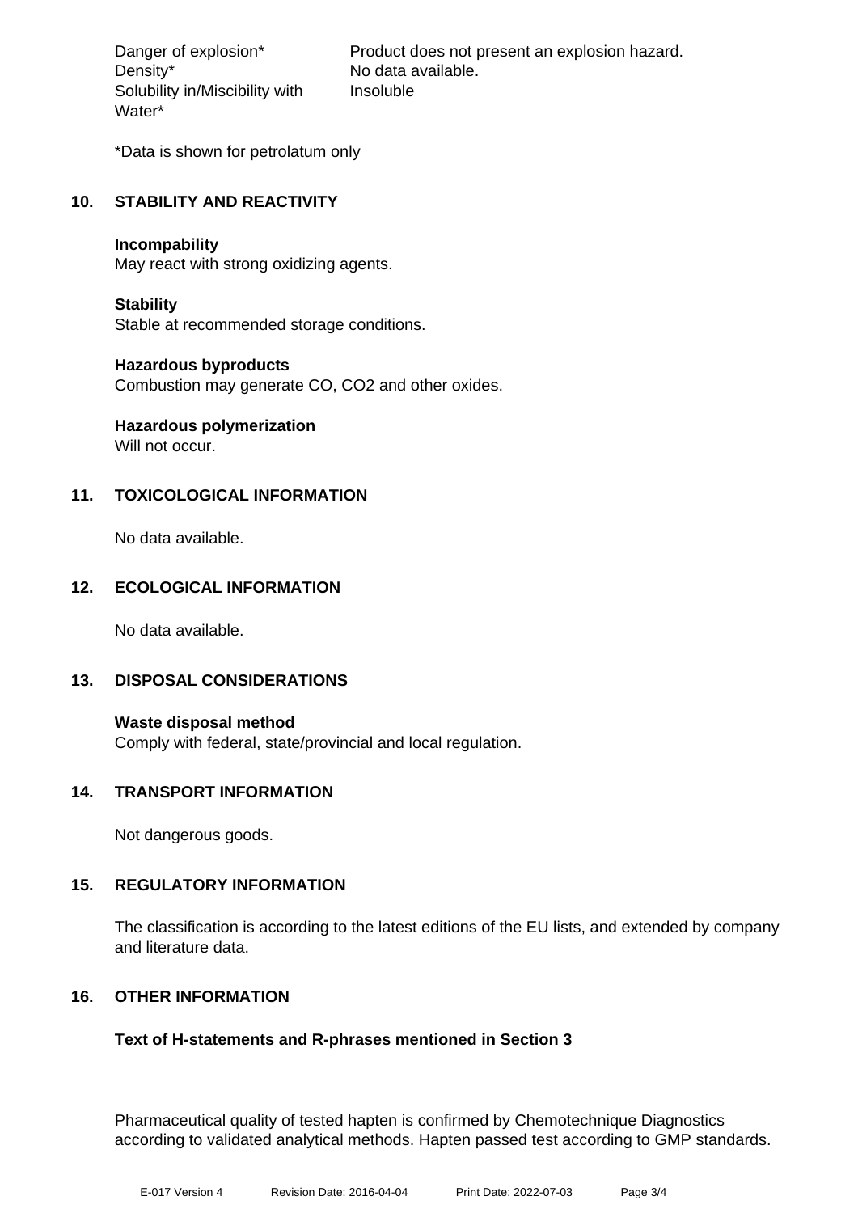| | |
|---|---|
| Danger of explosion* | Product does not present an explosion hazard. |
| Density* | No data available. |
| Solubility in/Miscibility with Water* | Insoluble |

*Data is shown for petrolatum only

## 10. STABILITY AND REACTIVITY

**Incompability**
May react with strong oxidizing agents.

**Stability**
Stable at recommended storage conditions.

**Hazardous byproducts**
Combustion may generate CO, $CO_2$ and other oxides.

**Hazardous polymerization**
Will not occur.

## 11. TOXICOLOGICAL INFORMATION

No data available.

## 12. ECOLOGICAL INFORMATION

No data available.

## 13. DISPOSAL CONSIDERATIONS

**Waste disposal method**
Comply with federal, state/provincial and local regulation.

## 14. TRANSPORT INFORMATION

Not dangerous goods.

## 15. REGULATORY INFORMATION

The classification is according to the latest editions of the EU lists, and extended by company and literature data.

## 16. OTHER INFORMATION

**Text of H-statements and R-phrases mentioned in Section 3**

Pharmaceutical quality of tested hapten is confirmed by Chemotechnique Diagnostics according to validated analytical methods. Hapten passed test according to GMP standards.

E-017 Version 4 Revision Date: 2016-04-04 Print Date: 2022-07-03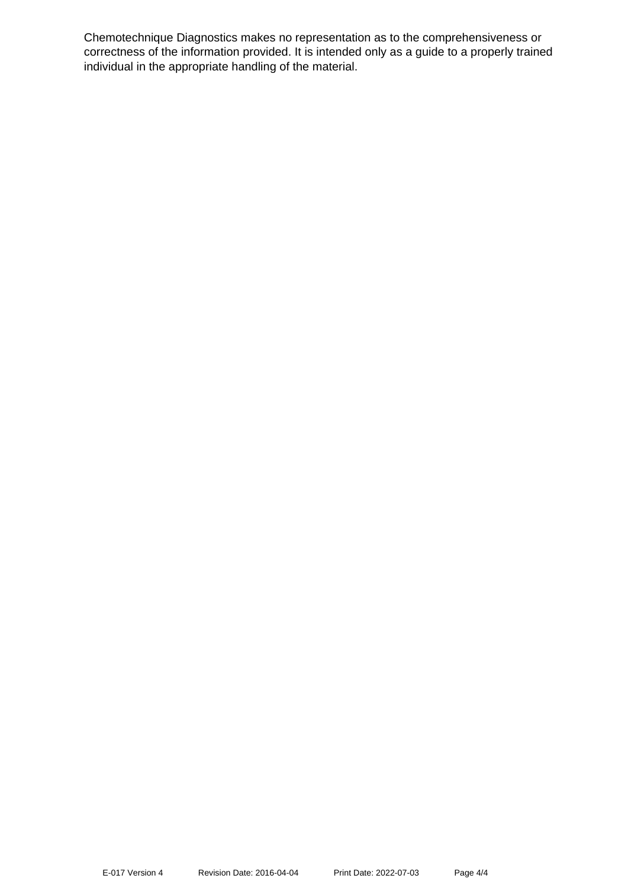Chemotechnique Diagnostics makes no representation as to the comprehensiveness or correctness of the information provided. It is intended only as a guide to a properly trained individual in the appropriate handling of the material.